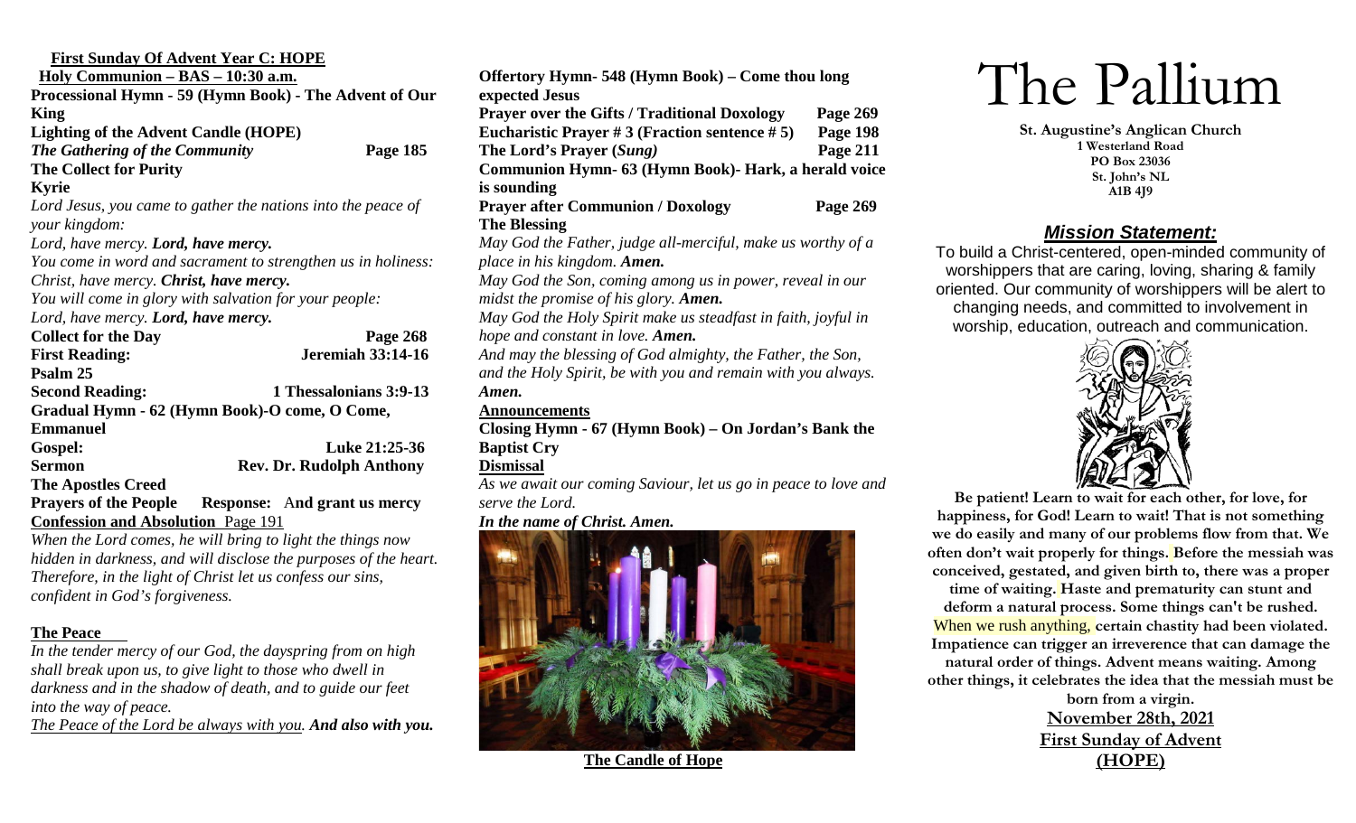## First Sunday Of Advent Year C: HOPE

**Holy Communion – BAS – 10:30 a.m.**

**Processional Hymn - 59 (Hymn Book) - The Advent of Our King**

**Lighting of the Advent Candle (HOPE)**

***The Gathering of the Community*** **Page 185**

**The Collect for Purity**

**Kyrie**

*Lord Jesus, you came to gather the nations into the peace of your kingdom:*

*Lord, have mercy.* ***Lord, have mercy.***

*You come in word and sacrament to strengthen us in holiness:*

*Christ, have mercy.* ***Christ, have mercy.***

*You will come in glory with salvation for your people:*

*Lord, have mercy.* ***Lord, have mercy.***

**Collect for the Day** **Page 268**

**First Reading:** **Jeremiah 33:14-16**

**Psalm 25**

**Second Reading:** **1 Thessalonians 3:9-13**

**Gradual Hymn - 62 (Hymn Book)-O come, O Come, Emmanuel**

**Gospel:** **Luke 21:25-36**

**Sermon** **Rev. Dr. Rudolph Anthony**

**The Apostles Creed**

**Prayers of the People** **Response:** **And grant us mercy**

**Confession and Absolution** Page 191

*When the Lord comes, he will bring to light the things now hidden in darkness, and will disclose the purposes of the heart. Therefore, in the light of Christ let us confess our sins, confident in God's forgiveness.*

**The Peace**

*In the tender mercy of our God, the dayspring from on high shall break upon us, to give light to those who dwell in darkness and in the shadow of death, and to guide our feet into the way of peace.*

*The Peace of the Lord be always with you.* ***And also with you.***

**Offertory Hymn- 548 (Hymn Book) – Come thou long expected Jesus**

**Prayer over the Gifts / Traditional Doxology** **Page 269**

**Eucharistic Prayer # 3 (Fraction sentence # 5)** **Page 198**

**The Lord's Prayer (*Sung)*** **Page 211**

**Communion Hymn- 63 (Hymn Book)- Hark, a herald voice is sounding**

**Prayer after Communion / Doxology** **Page 269**

**The Blessing**

*May God the Father, judge all-merciful, make us worthy of a place in his kingdom.* ***Amen.***

*May God the Son, coming among us in power, reveal in our midst the promise of his glory.* ***Amen.***

*May God the Holy Spirit make us steadfast in faith, joyful in hope and constant in love.* ***Amen.***

*And may the blessing of God almighty, the Father, the Son, and the Holy Spirit, be with you and remain with you always.* ***Amen.***

**Announcements**

**Closing Hymn - 67 (Hymn Book) – On Jordan's Bank the Baptist Cry**

**Dismissal**

*As we await our coming Saviour, let us go in peace to love and serve the Lord.*

***In the name of Christ. Amen.***

**The Candle of Hope**

# The Pallium

**St. Augustine's Anglican Church**
**1 Westerland Road**
**PO Box 23036**
**St. John's NL**
**A1B 4J9**

## *Mission Statement:*

To build a Christ-centered, open-minded community of worshippers that are caring, loving, sharing & family oriented. Our community of worshippers will be alert to changing needs, and committed to involvement in worship, education, outreach and communication.

**Be patient! Learn to wait for each other, for love, for happiness, for God! Learn to wait! That is not something we do easily and many of our problems flow from that. We often don't wait properly for things. Before the messiah was conceived, gestated, and given birth to, there was a proper time of waiting. Haste and prematurity can stunt and deform a natural process. Some things can't be rushed. When we rush anything, certain chastity had been violated. Impatience can trigger an irreverence that can damage the natural order of things. Advent means waiting. Among other things, it celebrates the idea that the messiah must be born from a virgin.**

**November 28th, 2021**

**First Sunday of Advent**

**(HOPE)**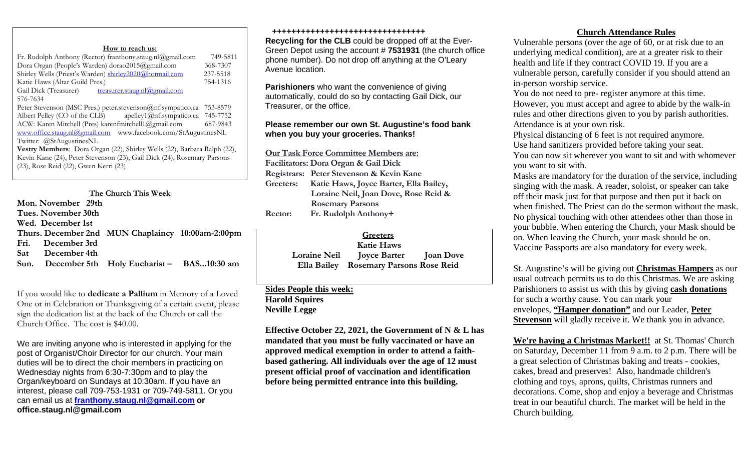### How to reach us:

| | |
|---|---|
| Fr. Rudolph Anthony (Rector) franthony.staug.nl@gmail.com | 749-5811 |
| Dora Organ (People's Warden) dorao2015@gmail.com | 368-7307 |
| Shirley Wells (Priest's Warden) shirley2020@hotmail.com | 237-5518 |
| Katie Haws (Altar Guild Pres.) | 754-1316 |
| Gail Dick (Treasurer) treasurer.staug.nl@gmail.com | 576-7634 |
| Peter Stevenson (MSC Pres.) peter.stevenson@nf.sympatico.ca | 753-8579 |
| Albert Pelley (CO of the CLB) apelley1@nf.sympatico.ca | 745-7752 |
| ACW: Karen Mitchell (Pres) karenfmitchell1@gmail.com | 687-9843 |

www.office.staug.nl@gmail.com www.facebook.com/StAugustinesNL

Twitter: @StAugustinesNL

**Vestry Members**: Dora Organ (22), Shirley Wells (22), Barbara Ralph (22), Kevin Kane (24), Peter Stevenson (23), Gail Dick (24), Rosemary Parsons (23), Rose Reid (22), Gwen Kerri (23)

### The Church This Week

**Mon. November 29th**
**Tues. November 30th**
**Wed. December 1st**
**Thurs. December 2nd MUN Chaplaincy 10:00am-2:00pm**
**Fri. December 3rd**
**Sat December 4th**
**Sun. December 5th Holy Eucharist – BAS...10:30 am**

If you would like to **dedicate a Pallium** in Memory of a Loved One or in Celebration or Thanksgiving of a certain event, please sign the dedication list at the back of the Church or call the Church Office. The cost is $40.00.

We are inviting anyone who is interested in applying for the post of Organist/Choir Director for our church. Your main duties will be to direct the choir members in practicing on Wednesday nights from 6:30-7:30pm and to play the Organ/keyboard on Sundays at 10:30am. If you have an interest, please call 709-753-1931 or 709-749-5811. Or you can email us at **franthony.staug.nl@gmail.com or office.staug.nl@gmail.com**

++++++++++++++++++++++++++++++++

**Recycling for the CLB** could be dropped off at the Ever-Green Depot using the account # **7531931** (the church office phone number). Do not drop off anything at the O'Leary Avenue location.

**Parishioners** who want the convenience of giving automatically, could do so by contacting Gail Dick, our Treasurer, or the office.

**Please remember our own St. Augustine's food bank when you buy your groceries. Thanks!**

**Our Task Force Committee Members are:**

**Facilitators: Dora Organ & Gail Dick**
**Registrars: Peter Stevenson & Kevin Kane**
**Greeters: Katie Haws, Joyce Barter, Ella Bailey, Loraine Neil, Joan Dove, Rose Reid & Rosemary Parsons**
**Rector: Fr. Rudolph Anthony+**

**Greeters**
**Katie Haws**
**Loraine Neil Joyce Barter Joan Dove**
**Ella Bailey Rosemary Parsons Rose Reid**

**Sides People this week:**
**Harold Squires**
**Neville Legge**

**Effective October 22, 2021, the Government of N & L has mandated that you must be fully vaccinated or have an approved medical exemption in order to attend a faith-based gathering. All individuals over the age of 12 must present official proof of vaccination and identification before being permitted entrance into this building.**

### Church Attendance Rules

Vulnerable persons (over the age of 60, or at risk due to an underlying medical condition), are at a greater risk to their health and life if they contract COVID 19. If you are a vulnerable person, carefully consider if you should attend an in-person worship service.

You do not need to pre- register anymore at this time. However, you must accept and agree to abide by the walk-in rules and other directions given to you by parish authorities. Attendance is at your own risk.

Physical distancing of 6 feet is not required anymore.

Use hand sanitizers provided before taking your seat.

You can now sit wherever you want to sit and with whomever you want to sit with.

Masks are mandatory for the duration of the service, including singing with the mask. A reader, soloist, or speaker can take off their mask just for that purpose and then put it back on when finished. The Priest can do the sermon without the mask. No physical touching with other attendees other than those in your bubble. When entering the Church, your Mask should be on. When leaving the Church, your mask should be on. Vaccine Passports are also mandatory for every week.

St. Augustine's will be giving out **Christmas Hampers** as our usual outreach permits us to do this Christmas. We are asking Parishioners to assist us with this by giving **cash donations** for such a worthy cause. You can mark your envelopes, **"Hamper donation"** and our Leader, **Peter Stevenson** will gladly receive it. We thank you in advance.

**We're having a Christmas Market!!** at St. Thomas' Church on Saturday, December 11 from 9 a.m. to 2 p.m. There will be a great selection of Christmas baking and treats - cookies, cakes, bread and preserves! Also, handmade children's clothing and toys, aprons, quilts, Christmas runners and decorations. Come, shop and enjoy a beverage and Christmas treat in our beautiful church. The market will be held in the Church building.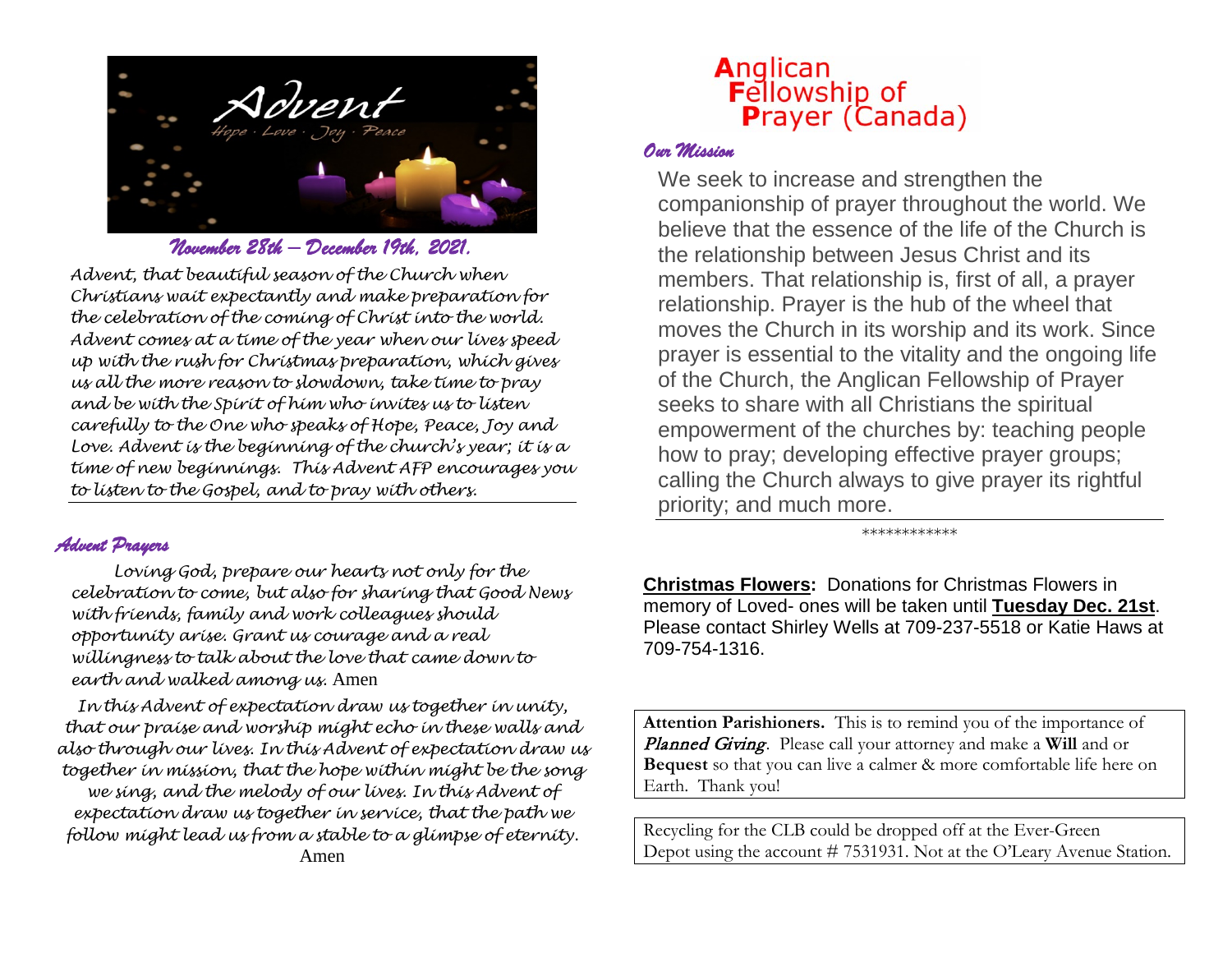*November 28th – December 19th, 2021.*

*Advent, that beautiful season of the Church when Christians wait expectantly and make preparation for the celebration of the coming of Christ into the world. Advent comes at a time of the year when our lives speed up with the rush for Christmas preparation, which gives us all the more reason to slowdown, take time to pray and be with the Spirit of him who invites us to listen carefully to the One who speaks of Hope, Peace, Joy and Love. Advent is the beginning of the church's year; it is a time of new beginnings. This Advent AFP encourages you to listen to the Gospel, and to pray with others.*

## *Advent Prayers*

*Loving God, prepare our hearts not only for the celebration to come, but also for sharing that Good News with friends, family and work colleagues should opportunity arise. Grant us courage and a real willingness to talk about the love that came down to earth and walked among us.* Amen

*In this Advent of expectation draw us together in unity, that our praise and worship might echo in these walls and also through our lives. In this Advent of expectation draw us together in mission, that the hope within might be the song we sing, and the melody of our lives. In this Advent of expectation draw us together in service, that the path we follow might lead us from a stable to a glimpse of eternity.* Amen

# Anglican Fellowship of Prayer (Canada)

## *Our Mission*

We seek to increase and strengthen the companionship of prayer throughout the world. We believe that the essence of the life of the Church is the relationship between Jesus Christ and its members. That relationship is, first of all, a prayer relationship. Prayer is the hub of the wheel that moves the Church in its worship and its work. Since prayer is essential to the vitality and the ongoing life of the Church, the Anglican Fellowship of Prayer seeks to share with all Christians the spiritual empowerment of the churches by: teaching people how to pray; developing effective prayer groups; calling the Church always to give prayer its rightful priority; and much more.

************

**Christmas Flowers:** Donations for Christmas Flowers in memory of Loved- ones will be taken until **Tuesday Dec. 21st**. Please contact Shirley Wells at 709-237-5518 or Katie Haws at 709-754-1316.

**Attention Parishioners.** This is to remind you of the importance of ***Planned Giving***. Please call your attorney and make a **Will** and or **Bequest** so that you can live a calmer & more comfortable life here on Earth. Thank you!

Recycling for the CLB could be dropped off at the Ever-Green Depot using the account # 7531931. Not at the O'Leary Avenue Station.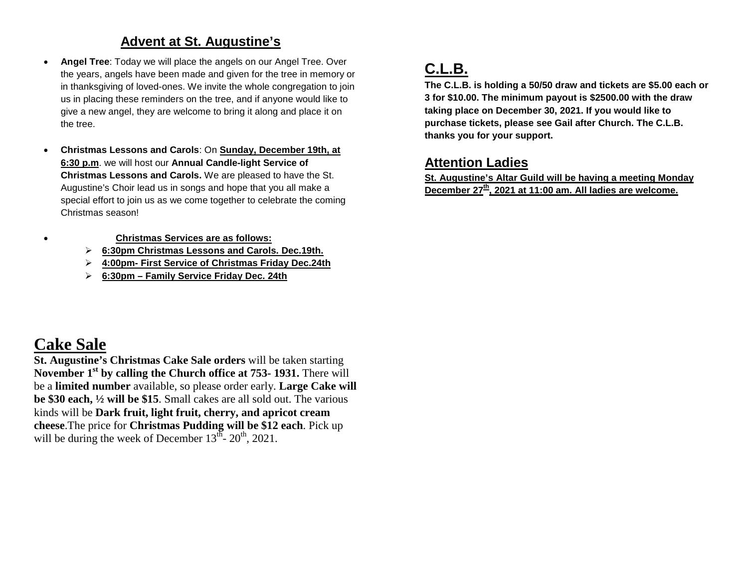## Advent at St. Augustine's

- **Angel Tree**: Today we will place the angels on our Angel Tree. Over the years, angels have been made and given for the tree in memory or in thanksgiving of loved-ones. We invite the whole congregation to join us in placing these reminders on the tree, and if anyone would like to give a new angel, they are welcome to bring it along and place it on the tree.

- **Christmas Lessons and Carols**: On **Sunday, December 19th, at 6:30 p.m**. we will host our **Annual Candle-light Service of Christmas Lessons and Carols.** We are pleased to have the St. Augustine's Choir lead us in songs and hope that you all make a special effort to join us as we come together to celebrate the coming Christmas season!

- **Christmas Services are as follows:**
  - **6:30pm Christmas Lessons and Carols. Dec.19th.**
  - **4:00pm- First Service of Christmas Friday Dec.24th**
  - **6:30pm – Family Service Friday Dec. 24th**

## Cake Sale

**St. Augustine's Christmas Cake Sale orders** will be taken starting **November 1st by calling the Church office at 753- 1931.** There will be a **limited number** available, so please order early. **Large Cake will be $30 each, ½ will be $15**. Small cakes are all sold out. The various kinds will be **Dark fruit, light fruit, cherry, and apricot cream cheese**.The price for **Christmas Pudding will be $12 each**. Pick up will be during the week of December 13th- 20th, 2021.

## C.L.B.

**The C.L.B. is holding a 50/50 draw and tickets are $5.00 each or 3 for $10.00. The minimum payout is $2500.00 with the draw taking place on December 30, 2021. If you would like to purchase tickets, please see Gail after Church. The C.L.B. thanks you for your support.**

## Attention Ladies

**St. Augustine's Altar Guild will be having a meeting Monday December 27th, 2021 at 11:00 am. All ladies are welcome.**